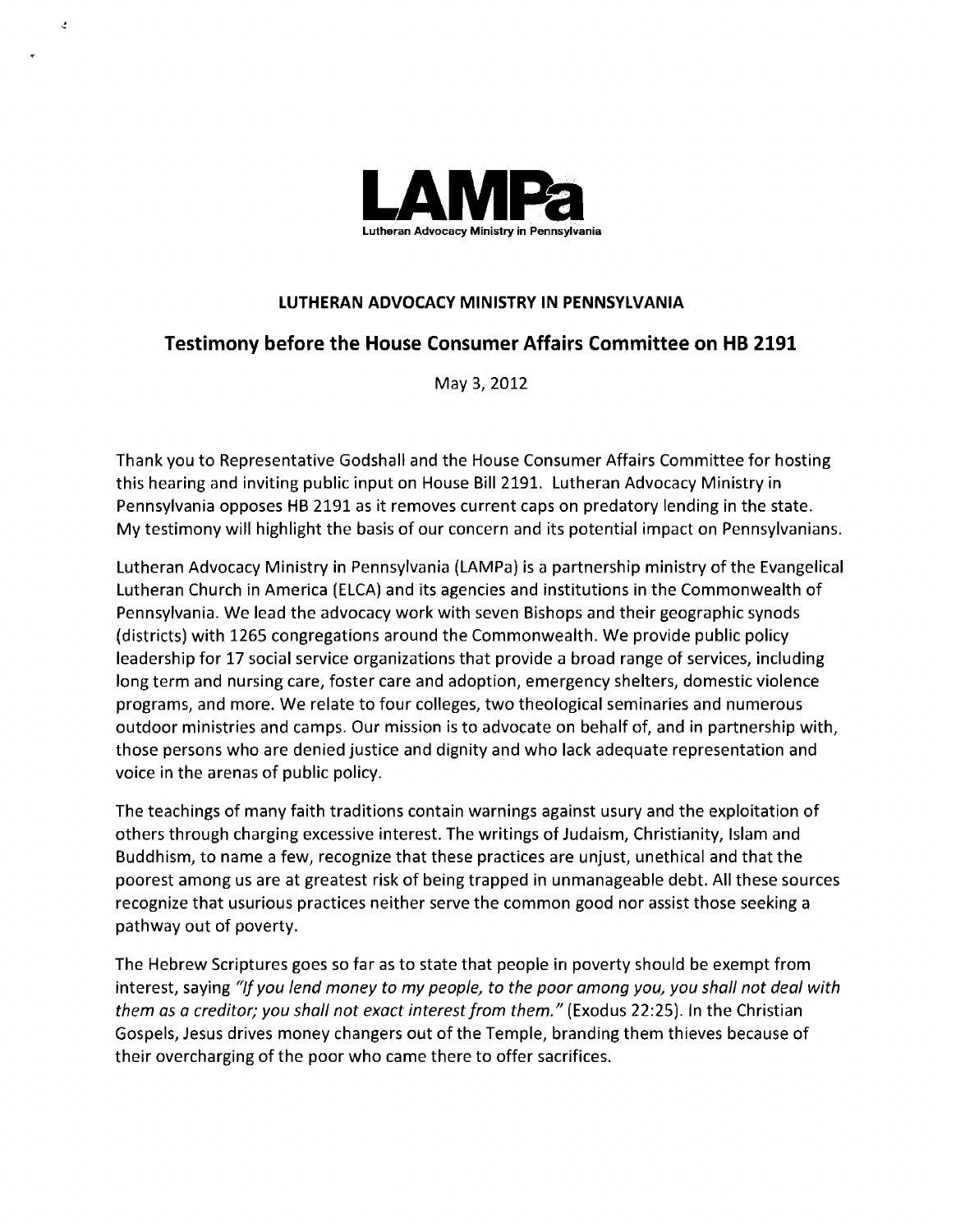**LAMPa**

Lutheran Advocacy Ministry in Pennsylvania

## LUTHERAN ADVOCACY MINISTRY IN PENNSYLVANIA

## Testimony before the House Consumer Affairs Committee on HB 2191

May 3, 2012

Thank you to Representative Godshall and the House Consumer Affairs Committee for hosting this hearing and inviting public input on House Bill 2191. Lutheran Advocacy Ministry in Pennsylvania opposes HB 2191 as it removes current caps on predatory lending in the state. My testimony will highlight the basis of our concern and its potential impact on Pennsylvanians.

Lutheran Advocacy Ministry in Pennsylvania (LAMPa) is a partnership ministry of the Evangelical Lutheran Church in America (ELCA) and its agencies and institutions in the Commonwealth of Pennsylvania. We lead the advocacy work with seven Bishops and their geographic synods (districts) with 1265 congregations around the Commonwealth. We provide public policy leadership for 17 social service organizations that provide a broad range of services, including long term and nursing care, foster care and adoption, emergency shelters, domestic violence programs, and more. We relate to four colleges, two theological seminaries and numerous outdoor ministries and camps. Our mission is to advocate on behalf of, and in partnership with, those persons who are denied justice and dignity and who lack adequate representation and voice in the arenas of public policy.

The teachings of many faith traditions contain warnings against usury and the exploitation of others through charging excessive interest. The writings of Judaism, Christianity, Islam and Buddhism, to name a few, recognize that these practices are unjust, unethical and that the poorest among us are at greatest risk of being trapped in unmanageable debt. All these sources recognize that usurious practices neither serve the common good nor assist those seeking a pathway out of poverty.

The Hebrew Scriptures goes so far as to state that people in poverty should be exempt from interest, saying *"If you lend money to my people, to the poor among you, you shall not deal with them as a creditor; you shall not exact interest from them."* (Exodus 22:25). In the Christian Gospels, Jesus drives money changers out of the Temple, branding them thieves because of their overcharging of the poor who came there to offer sacrifices.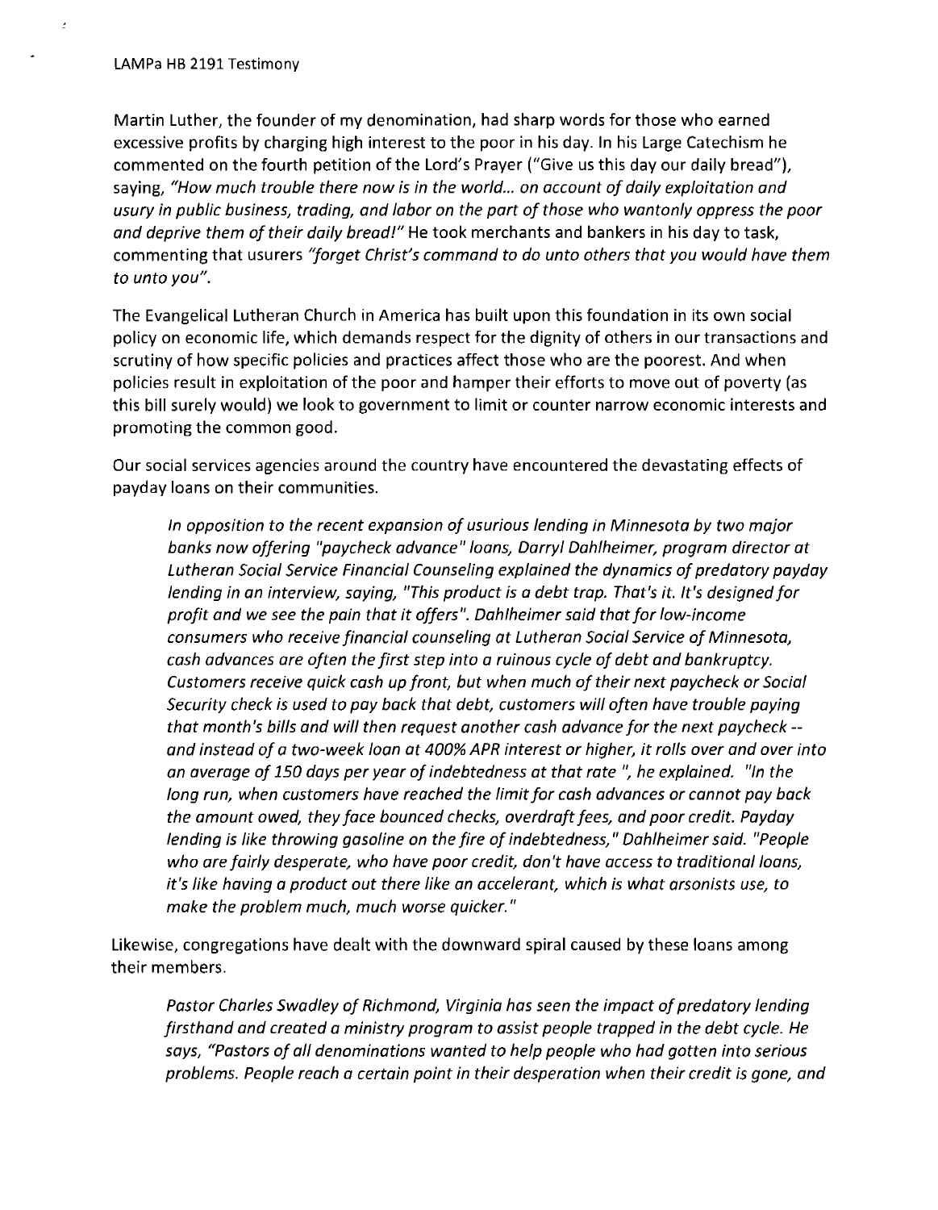Martin Luther, the founder of my denomination, had sharp words for those who earned excessive profits by charging high interest to the poor in his day. In his Large Catechism he commented on the fourth petition of the Lord's Prayer ("Give us this day our daily bread"), saying, *"How much trouble there now is in the world... on account of daily exploitation and usury in public business, trading, and labor on the part of those who wantonly oppress the poor and deprive them of their daily bread!"* He took merchants and bankers in his day to task, commenting that usurers *"forget Christ's command to do unto others that you would have them to unto you".*

The Evangelical Lutheran Church in America has built upon this foundation in its own social policy on economic life, which demands respect for the dignity of others in our transactions and scrutiny of how specific policies and practices affect those who are the poorest. And when policies result in exploitation of the poor and hamper their efforts to move out of poverty (as this bill surely would) we look to government to limit or counter narrow economic interests and promoting the common good.

Our social services agencies around the country have encountered the devastating effects of payday loans on their communities.

> *In opposition to the recent expansion of usurious lending in Minnesota by two major banks now offering "paycheck advance" loans, Darryl Dahlheimer, program director at Lutheran Social Service Financial Counseling explained the dynamics of predatory payday lending in an interview, saying, "This product is a debt trap. That's it. It's designed for profit and we see the pain that it offers". Dahlheimer said that for low-income consumers who receive financial counseling at Lutheran Social Service of Minnesota, cash advances are often the first step into a ruinous cycle of debt and bankruptcy. Customers receive quick cash up front, but when much of their next paycheck or Social Security check is used to pay back that debt, customers will often have trouble paying that month's bills and will then request another cash advance for the next paycheck -- and instead of a two-week loan at 400% APR interest or higher, it rolls over and over into an average of 150 days per year of indebtedness at that rate ", he explained. "In the long run, when customers have reached the limit for cash advances or cannot pay back the amount owed, they face bounced checks, overdraft fees, and poor credit. Payday lending is like throwing gasoline on the fire of indebtedness," Dahlheimer said. "People who are fairly desperate, who have poor credit, don't have access to traditional loans, it's like having a product out there like an accelerant, which is what arsonists use, to make the problem much, much worse quicker."*

Likewise, congregations have dealt with the downward spiral caused by these loans among their members.

> *Pastor Charles Swadley of Richmond, Virginia has seen the impact of predatory lending firsthand and created a ministry program to assist people trapped in the debt cycle. He says, "Pastors of all denominations wanted to help people who had gotten into serious problems. People reach a certain point in their desperation when their credit is gone, and*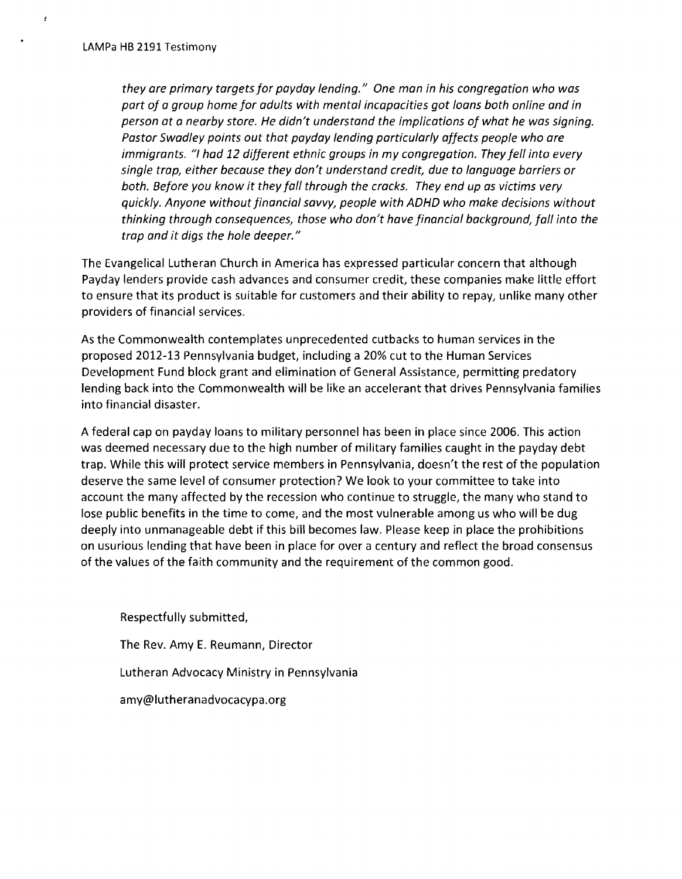*they are primary targets for payday lending." One man in his congregation who was part of a group home for adults with mental incapacities got loans both online and in person at a nearby store. He didn't understand the implications of what he was signing. Pastor Swadley points out that payday lending particularly affects people who are immigrants. "I had 12 different ethnic groups in my congregation. They fell into every single trap, either because they don't understand credit, due to language barriers or both. Before you know it they fall through the cracks. They end up as victims very quickly. Anyone without financial savvy, people with ADHD who make decisions without thinking through consequences, those who don't have financial background, fall into the trap and it digs the hole deeper."*

The Evangelical Lutheran Church in America has expressed particular concern that although Payday lenders provide cash advances and consumer credit, these companies make little effort to ensure that its product is suitable for customers and their ability to repay, unlike many other providers of financial services.

As the Commonwealth contemplates unprecedented cutbacks to human services in the proposed 2012-13 Pennsylvania budget, including a 20% cut to the Human Services Development Fund block grant and elimination of General Assistance, permitting predatory lending back into the Commonwealth will be like an accelerant that drives Pennsylvania families into financial disaster.

A federal cap on payday loans to military personnel has been in place since 2006. This action was deemed necessary due to the high number of military families caught in the payday debt trap. While this will protect service members in Pennsylvania, doesn't the rest of the population deserve the same level of consumer protection? We look to your committee to take into account the many affected by the recession who continue to struggle, the many who stand to lose public benefits in the time to come, and the most vulnerable among us who will be dug deeply into unmanageable debt if this bill becomes law. Please keep in place the prohibitions on usurious lending that have been in place for over a century and reflect the broad consensus of the values of the faith community and the requirement of the common good.

Respectfully submitted,

The Rev. Amy E. Reumann, Director

Lutheran Advocacy Ministry in Pennsylvania

amy@lutheranadvocacypa.org